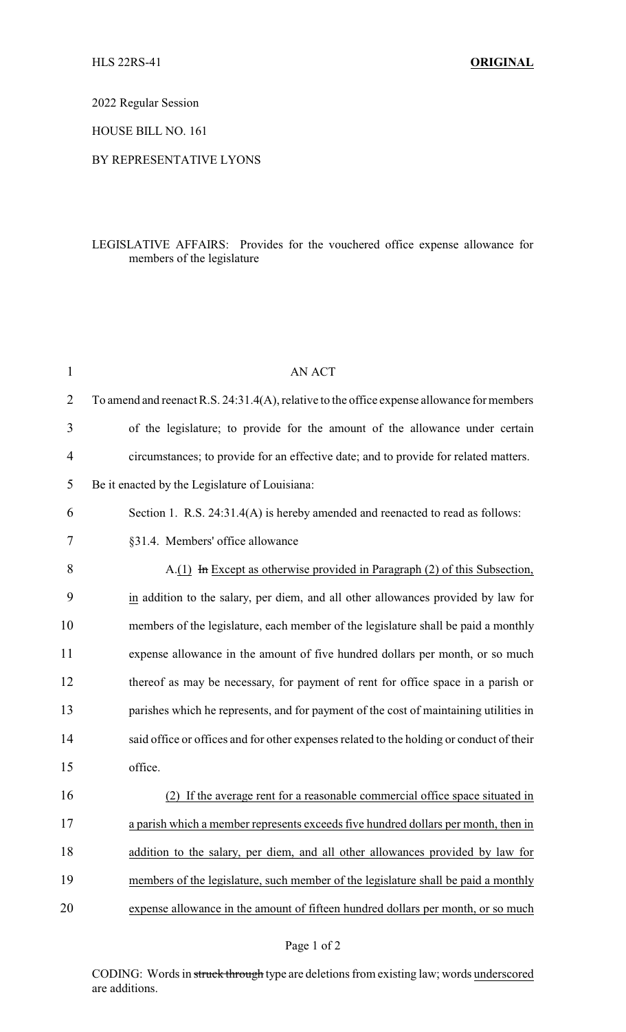HLS 22RS-41 **ORIGINAL**

2022 Regular Session

HOUSE BILL NO. 161

BY REPRESENTATIVE LYONS

LEGISLATIVE AFFAIRS: Provides for the vouchered office expense allowance for members of the legislature

AN ACT

To amend and reenact R.S. 24:31.4(A), relative to the office expense allowance for members of the legislature; to provide for the amount of the allowance under certain circumstances; to provide for an effective date; and to provide for related matters.

Be it enacted by the Legislature of Louisiana:

Section 1. R.S. 24:31.4(A) is hereby amended and reenacted to read as follows:

§31.4. Members' office allowance

A.(1) ~~In~~ Except as otherwise provided in Paragraph (2) of this Subsection, in addition to the salary, per diem, and all other allowances provided by law for members of the legislature, each member of the legislature shall be paid a monthly expense allowance in the amount of five hundred dollars per month, or so much thereof as may be necessary, for payment of rent for office space in a parish or parishes which he represents, and for payment of the cost of maintaining utilities in said office or offices and for other expenses related to the holding or conduct of their office.

(2) If the average rent for a reasonable commercial office space situated in a parish which a member represents exceeds five hundred dollars per month, then in addition to the salary, per diem, and all other allowances provided by law for members of the legislature, such member of the legislature shall be paid a monthly expense allowance in the amount of fifteen hundred dollars per month, or so much

CODING: Words in ~~struck through~~ type are deletions from existing law; words underscored are additions.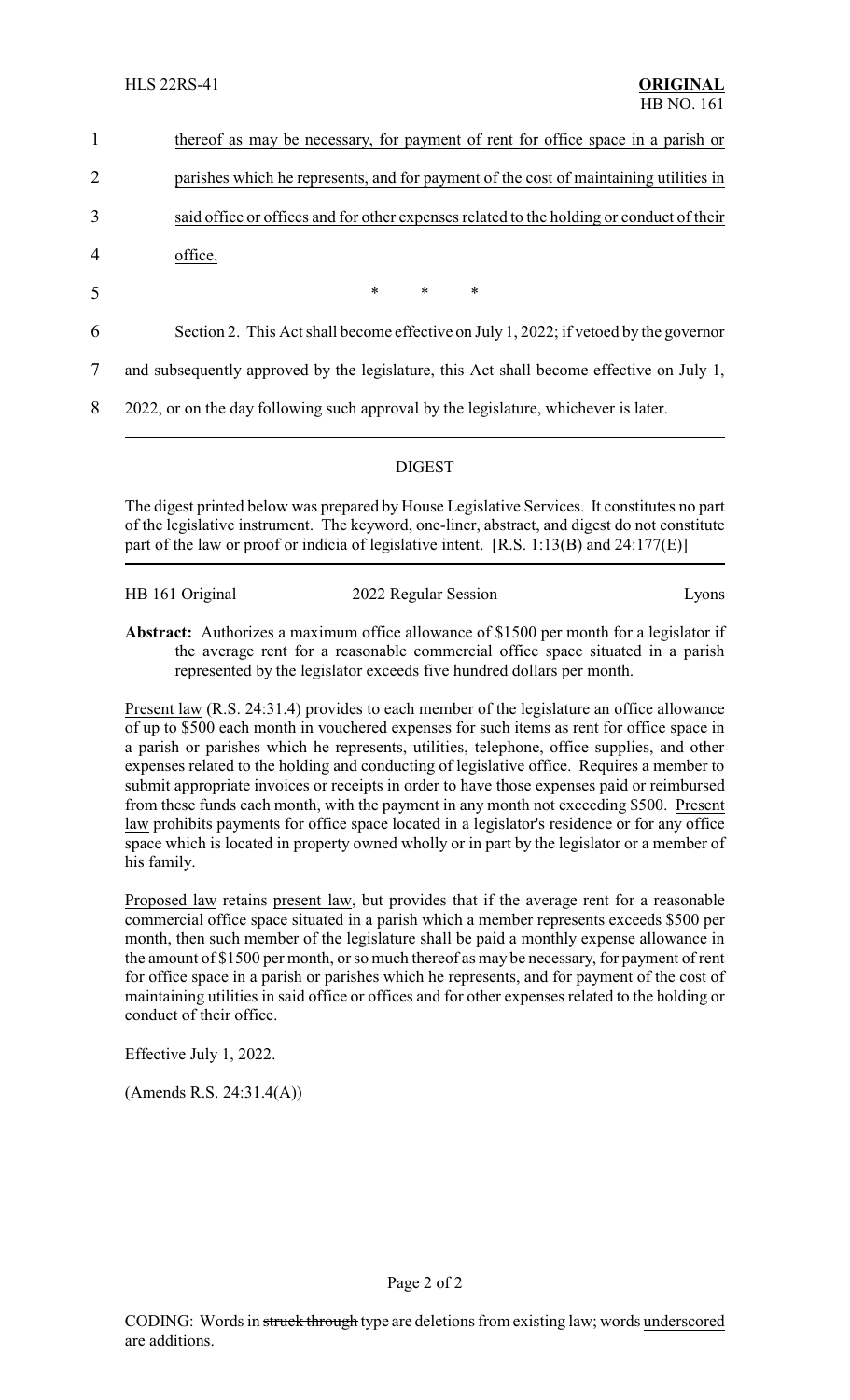1 thereof as may be necessary, for payment of rent for office space in a parish or

2 parishes which he represents, and for payment of the cost of maintaining utilities in

3 said office or offices and for other expenses related to the holding or conduct of their

4 office.

5 \* \* \*

6 Section 2. This Act shall become effective on July 1, 2022; if vetoed by the governor

7 and subsequently approved by the legislature, this Act shall become effective on July 1,

8 2022, or on the day following such approval by the legislature, whichever is later.

## DIGEST

The digest printed below was prepared by House Legislative Services. It constitutes no part of the legislative instrument. The keyword, one-liner, abstract, and digest do not constitute part of the law or proof or indicia of legislative intent. [R.S. 1:13(B) and 24:177(E)]

HB 161 Original 2022 Regular Session Lyons

**Abstract:** Authorizes a maximum office allowance of $1500 per month for a legislator if the average rent for a reasonable commercial office space situated in a parish represented by the legislator exceeds five hundred dollars per month.

Present law (R.S. 24:31.4) provides to each member of the legislature an office allowance of up to $500 each month in vouchered expenses for such items as rent for office space in a parish or parishes which he represents, utilities, telephone, office supplies, and other expenses related to the holding and conducting of legislative office. Requires a member to submit appropriate invoices or receipts in order to have those expenses paid or reimbursed from these funds each month, with the payment in any month not exceeding $500. Present law prohibits payments for office space located in a legislator's residence or for any office space which is located in property owned wholly or in part by the legislator or a member of his family.

Proposed law retains present law, but provides that if the average rent for a reasonable commercial office space situated in a parish which a member represents exceeds $500 per month, then such member of the legislature shall be paid a monthly expense allowance in the amount of $1500 per month, or so much thereof as may be necessary, for payment of rent for office space in a parish or parishes which he represents, and for payment of the cost of maintaining utilities in said office or offices and for other expenses related to the holding or conduct of their office.

Effective July 1, 2022.

(Amends R.S. 24:31.4(A))

CODING: Words in struck through type are deletions from existing law; words underscored are additions.